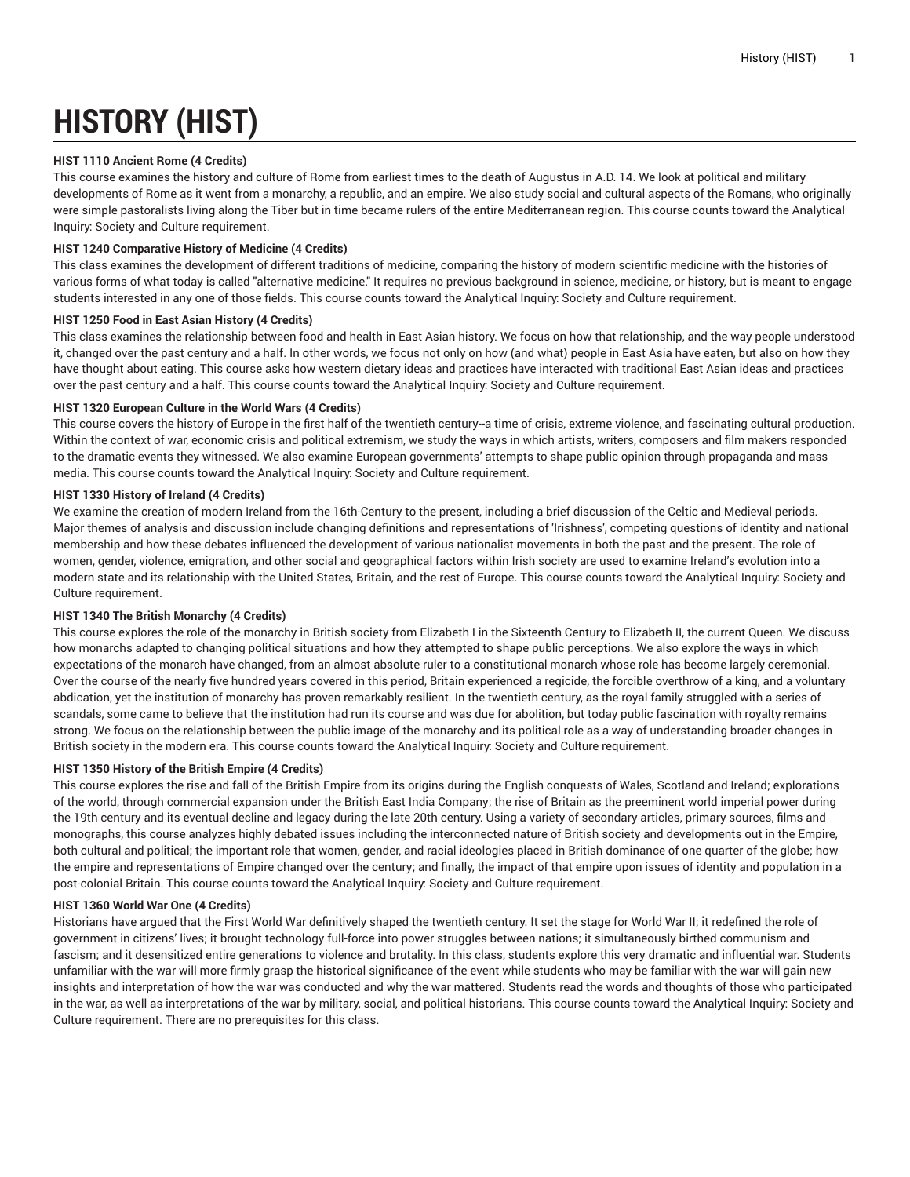# HISTORY (HIST)

**HIST 1110 Ancient Rome (4 Credits)**
This course examines the history and culture of Rome from earliest times to the death of Augustus in A.D. 14. We look at political and military developments of Rome as it went from a monarchy, a republic, and an empire. We also study social and cultural aspects of the Romans, who originally were simple pastoralists living along the Tiber but in time became rulers of the entire Mediterranean region. This course counts toward the Analytical Inquiry: Society and Culture requirement.

**HIST 1240 Comparative History of Medicine (4 Credits)**
This class examines the development of different traditions of medicine, comparing the history of modern scientific medicine with the histories of various forms of what today is called "alternative medicine." It requires no previous background in science, medicine, or history, but is meant to engage students interested in any one of those fields. This course counts toward the Analytical Inquiry: Society and Culture requirement.

**HIST 1250 Food in East Asian History (4 Credits)**
This class examines the relationship between food and health in East Asian history. We focus on how that relationship, and the way people understood it, changed over the past century and a half. In other words, we focus not only on how (and what) people in East Asia have eaten, but also on how they have thought about eating. This course asks how western dietary ideas and practices have interacted with traditional East Asian ideas and practices over the past century and a half. This course counts toward the Analytical Inquiry: Society and Culture requirement.

**HIST 1320 European Culture in the World Wars (4 Credits)**
This course covers the history of Europe in the first half of the twentieth century--a time of crisis, extreme violence, and fascinating cultural production. Within the context of war, economic crisis and political extremism, we study the ways in which artists, writers, composers and film makers responded to the dramatic events they witnessed. We also examine European governments' attempts to shape public opinion through propaganda and mass media. This course counts toward the Analytical Inquiry: Society and Culture requirement.

**HIST 1330 History of Ireland (4 Credits)**
We examine the creation of modern Ireland from the 16th-Century to the present, including a brief discussion of the Celtic and Medieval periods. Major themes of analysis and discussion include changing definitions and representations of 'Irishness', competing questions of identity and national membership and how these debates influenced the development of various nationalist movements in both the past and the present. The role of women, gender, violence, emigration, and other social and geographical factors within Irish society are used to examine Ireland's evolution into a modern state and its relationship with the United States, Britain, and the rest of Europe. This course counts toward the Analytical Inquiry: Society and Culture requirement.

**HIST 1340 The British Monarchy (4 Credits)**
This course explores the role of the monarchy in British society from Elizabeth I in the Sixteenth Century to Elizabeth II, the current Queen. We discuss how monarchs adapted to changing political situations and how they attempted to shape public perceptions. We also explore the ways in which expectations of the monarch have changed, from an almost absolute ruler to a constitutional monarch whose role has become largely ceremonial. Over the course of the nearly five hundred years covered in this period, Britain experienced a regicide, the forcible overthrow of a king, and a voluntary abdication, yet the institution of monarchy has proven remarkably resilient. In the twentieth century, as the royal family struggled with a series of scandals, some came to believe that the institution had run its course and was due for abolition, but today public fascination with royalty remains strong. We focus on the relationship between the public image of the monarchy and its political role as a way of understanding broader changes in British society in the modern era. This course counts toward the Analytical Inquiry: Society and Culture requirement.

**HIST 1350 History of the British Empire (4 Credits)**
This course explores the rise and fall of the British Empire from its origins during the English conquests of Wales, Scotland and Ireland; explorations of the world, through commercial expansion under the British East India Company; the rise of Britain as the preeminent world imperial power during the 19th century and its eventual decline and legacy during the late 20th century. Using a variety of secondary articles, primary sources, films and monographs, this course analyzes highly debated issues including the interconnected nature of British society and developments out in the Empire, both cultural and political; the important role that women, gender, and racial ideologies placed in British dominance of one quarter of the globe; how the empire and representations of Empire changed over the century; and finally, the impact of that empire upon issues of identity and population in a post-colonial Britain. This course counts toward the Analytical Inquiry: Society and Culture requirement.

**HIST 1360 World War One (4 Credits)**
Historians have argued that the First World War definitively shaped the twentieth century. It set the stage for World War II; it redefined the role of government in citizens' lives; it brought technology full-force into power struggles between nations; it simultaneously birthed communism and fascism; and it desensitized entire generations to violence and brutality. In this class, students explore this very dramatic and influential war. Students unfamiliar with the war will more firmly grasp the historical significance of the event while students who may be familiar with the war will gain new insights and interpretation of how the war was conducted and why the war mattered. Students read the words and thoughts of those who participated in the war, as well as interpretations of the war by military, social, and political historians. This course counts toward the Analytical Inquiry: Society and Culture requirement. There are no prerequisites for this class.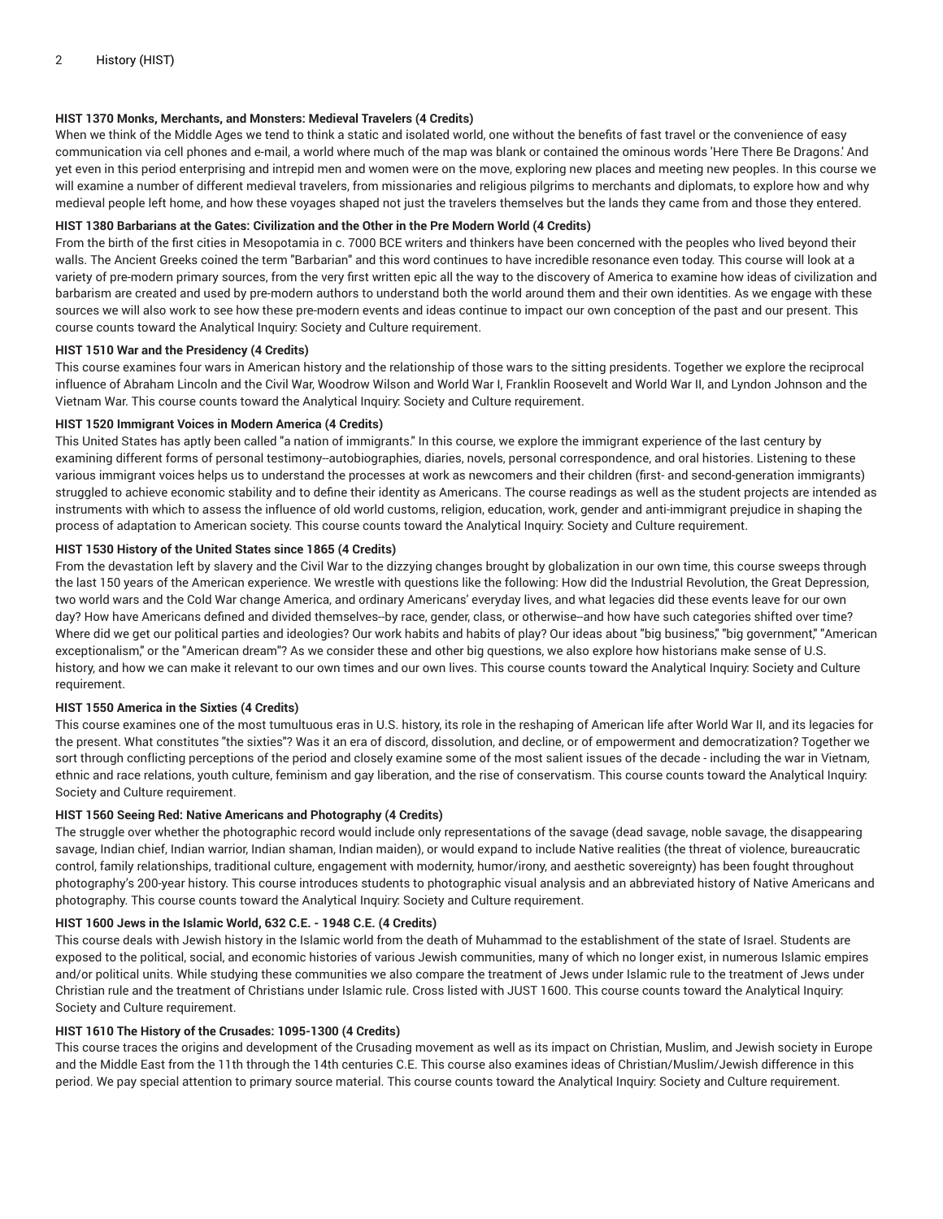**HIST 1370 Monks, Merchants, and Monsters: Medieval Travelers (4 Credits)**

When we think of the Middle Ages we tend to think a static and isolated world, one without the benefits of fast travel or the convenience of easy communication via cell phones and e-mail, a world where much of the map was blank or contained the ominous words 'Here There Be Dragons.' And yet even in this period enterprising and intrepid men and women were on the move, exploring new places and meeting new peoples. In this course we will examine a number of different medieval travelers, from missionaries and religious pilgrims to merchants and diplomats, to explore how and why medieval people left home, and how these voyages shaped not just the travelers themselves but the lands they came from and those they entered.

**HIST 1380 Barbarians at the Gates: Civilization and the Other in the Pre Modern World (4 Credits)**

From the birth of the first cities in Mesopotamia in c. 7000 BCE writers and thinkers have been concerned with the peoples who lived beyond their walls. The Ancient Greeks coined the term "Barbarian" and this word continues to have incredible resonance even today. This course will look at a variety of pre-modern primary sources, from the very first written epic all the way to the discovery of America to examine how ideas of civilization and barbarism are created and used by pre-modern authors to understand both the world around them and their own identities. As we engage with these sources we will also work to see how these pre-modern events and ideas continue to impact our own conception of the past and our present. This course counts toward the Analytical Inquiry: Society and Culture requirement.

**HIST 1510 War and the Presidency (4 Credits)**

This course examines four wars in American history and the relationship of those wars to the sitting presidents. Together we explore the reciprocal influence of Abraham Lincoln and the Civil War, Woodrow Wilson and World War I, Franklin Roosevelt and World War II, and Lyndon Johnson and the Vietnam War. This course counts toward the Analytical Inquiry: Society and Culture requirement.

**HIST 1520 Immigrant Voices in Modern America (4 Credits)**

This United States has aptly been called "a nation of immigrants." In this course, we explore the immigrant experience of the last century by examining different forms of personal testimony--autobiographies, diaries, novels, personal correspondence, and oral histories. Listening to these various immigrant voices helps us to understand the processes at work as newcomers and their children (first- and second-generation immigrants) struggled to achieve economic stability and to define their identity as Americans. The course readings as well as the student projects are intended as instruments with which to assess the influence of old world customs, religion, education, work, gender and anti-immigrant prejudice in shaping the process of adaptation to American society. This course counts toward the Analytical Inquiry: Society and Culture requirement.

**HIST 1530 History of the United States since 1865 (4 Credits)**

From the devastation left by slavery and the Civil War to the dizzying changes brought by globalization in our own time, this course sweeps through the last 150 years of the American experience. We wrestle with questions like the following: How did the Industrial Revolution, the Great Depression, two world wars and the Cold War change America, and ordinary Americans' everyday lives, and what legacies did these events leave for our own day? How have Americans defined and divided themselves--by race, gender, class, or otherwise--and how have such categories shifted over time? Where did we get our political parties and ideologies? Our work habits and habits of play? Our ideas about "big business," "big government," "American exceptionalism," or the "American dream"? As we consider these and other big questions, we also explore how historians make sense of U.S. history, and how we can make it relevant to our own times and our own lives. This course counts toward the Analytical Inquiry: Society and Culture requirement.

**HIST 1550 America in the Sixties (4 Credits)**

This course examines one of the most tumultuous eras in U.S. history, its role in the reshaping of American life after World War II, and its legacies for the present. What constitutes "the sixties"? Was it an era of discord, dissolution, and decline, or of empowerment and democratization? Together we sort through conflicting perceptions of the period and closely examine some of the most salient issues of the decade - including the war in Vietnam, ethnic and race relations, youth culture, feminism and gay liberation, and the rise of conservatism. This course counts toward the Analytical Inquiry: Society and Culture requirement.

**HIST 1560 Seeing Red: Native Americans and Photography (4 Credits)**

The struggle over whether the photographic record would include only representations of the savage (dead savage, noble savage, the disappearing savage, Indian chief, Indian warrior, Indian shaman, Indian maiden), or would expand to include Native realities (the threat of violence, bureaucratic control, family relationships, traditional culture, engagement with modernity, humor/irony, and aesthetic sovereignty) has been fought throughout photography's 200-year history. This course introduces students to photographic visual analysis and an abbreviated history of Native Americans and photography. This course counts toward the Analytical Inquiry: Society and Culture requirement.

**HIST 1600 Jews in the Islamic World, 632 C.E. - 1948 C.E. (4 Credits)**

This course deals with Jewish history in the Islamic world from the death of Muhammad to the establishment of the state of Israel. Students are exposed to the political, social, and economic histories of various Jewish communities, many of which no longer exist, in numerous Islamic empires and/or political units. While studying these communities we also compare the treatment of Jews under Islamic rule to the treatment of Jews under Christian rule and the treatment of Christians under Islamic rule. Cross listed with JUST 1600. This course counts toward the Analytical Inquiry: Society and Culture requirement.

**HIST 1610 The History of the Crusades: 1095-1300 (4 Credits)**

This course traces the origins and development of the Crusading movement as well as its impact on Christian, Muslim, and Jewish society in Europe and the Middle East from the 11th through the 14th centuries C.E. This course also examines ideas of Christian/Muslim/Jewish difference in this period. We pay special attention to primary source material. This course counts toward the Analytical Inquiry: Society and Culture requirement.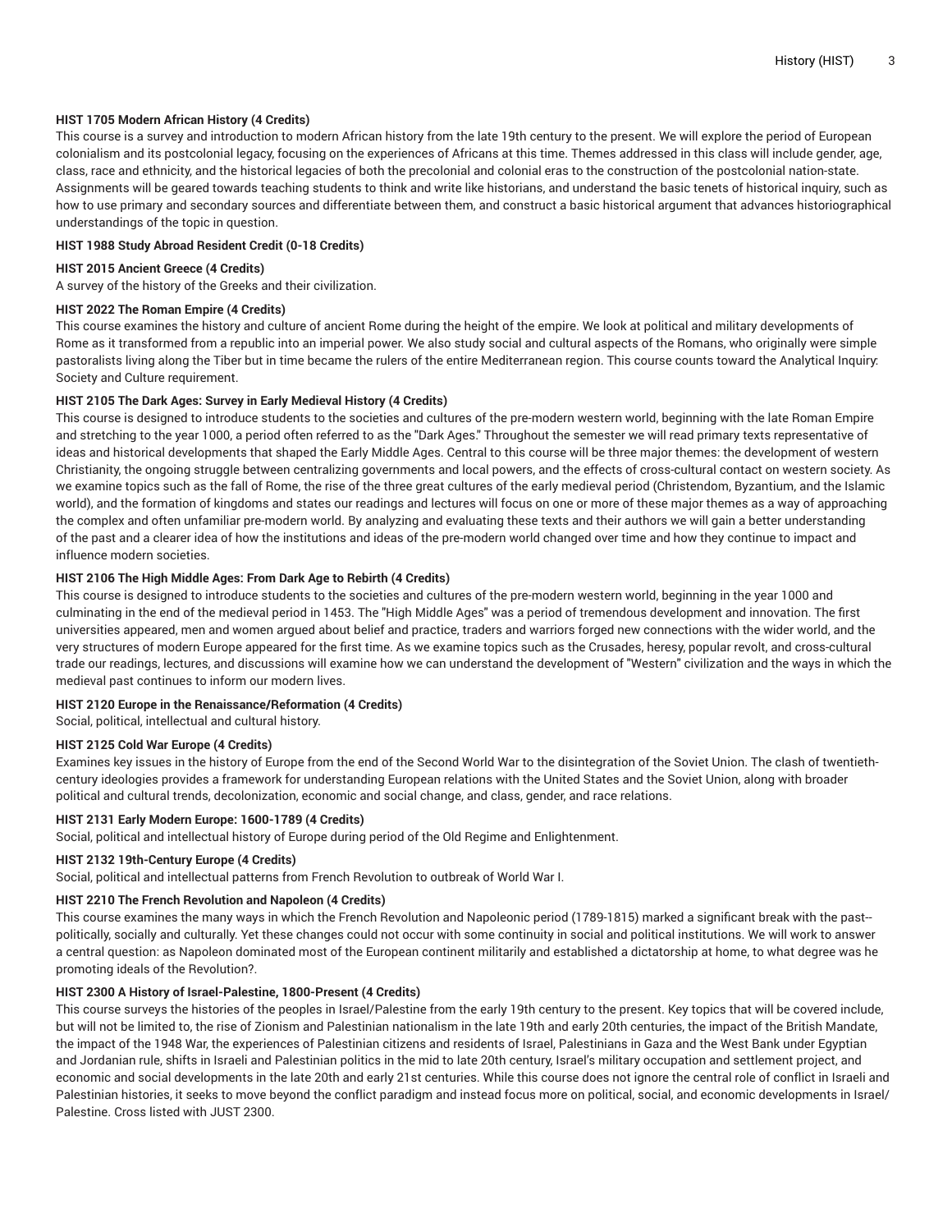**HIST 1705 Modern African History (4 Credits)**

This course is a survey and introduction to modern African history from the late 19th century to the present. We will explore the period of European colonialism and its postcolonial legacy, focusing on the experiences of Africans at this time. Themes addressed in this class will include gender, age, class, race and ethnicity, and the historical legacies of both the precolonial and colonial eras to the construction of the postcolonial nation-state. Assignments will be geared towards teaching students to think and write like historians, and understand the basic tenets of historical inquiry, such as how to use primary and secondary sources and differentiate between them, and construct a basic historical argument that advances historiographical understandings of the topic in question.

**HIST 1988 Study Abroad Resident Credit (0-18 Credits)**

**HIST 2015 Ancient Greece (4 Credits)**

A survey of the history of the Greeks and their civilization.

**HIST 2022 The Roman Empire (4 Credits)**

This course examines the history and culture of ancient Rome during the height of the empire. We look at political and military developments of Rome as it transformed from a republic into an imperial power. We also study social and cultural aspects of the Romans, who originally were simple pastoralists living along the Tiber but in time became the rulers of the entire Mediterranean region. This course counts toward the Analytical Inquiry: Society and Culture requirement.

**HIST 2105 The Dark Ages: Survey in Early Medieval History (4 Credits)**

This course is designed to introduce students to the societies and cultures of the pre-modern western world, beginning with the late Roman Empire and stretching to the year 1000, a period often referred to as the "Dark Ages." Throughout the semester we will read primary texts representative of ideas and historical developments that shaped the Early Middle Ages. Central to this course will be three major themes: the development of western Christianity, the ongoing struggle between centralizing governments and local powers, and the effects of cross-cultural contact on western society. As we examine topics such as the fall of Rome, the rise of the three great cultures of the early medieval period (Christendom, Byzantium, and the Islamic world), and the formation of kingdoms and states our readings and lectures will focus on one or more of these major themes as a way of approaching the complex and often unfamiliar pre-modern world. By analyzing and evaluating these texts and their authors we will gain a better understanding of the past and a clearer idea of how the institutions and ideas of the pre-modern world changed over time and how they continue to impact and influence modern societies.

**HIST 2106 The High Middle Ages: From Dark Age to Rebirth (4 Credits)**

This course is designed to introduce students to the societies and cultures of the pre-modern western world, beginning in the year 1000 and culminating in the end of the medieval period in 1453. The "High Middle Ages" was a period of tremendous development and innovation. The first universities appeared, men and women argued about belief and practice, traders and warriors forged new connections with the wider world, and the very structures of modern Europe appeared for the first time. As we examine topics such as the Crusades, heresy, popular revolt, and cross-cultural trade our readings, lectures, and discussions will examine how we can understand the development of "Western" civilization and the ways in which the medieval past continues to inform our modern lives.

**HIST 2120 Europe in the Renaissance/Reformation (4 Credits)**

Social, political, intellectual and cultural history.

**HIST 2125 Cold War Europe (4 Credits)**

Examines key issues in the history of Europe from the end of the Second World War to the disintegration of the Soviet Union. The clash of twentieth-century ideologies provides a framework for understanding European relations with the United States and the Soviet Union, along with broader political and cultural trends, decolonization, economic and social change, and class, gender, and race relations.

**HIST 2131 Early Modern Europe: 1600-1789 (4 Credits)**

Social, political and intellectual history of Europe during period of the Old Regime and Enlightenment.

**HIST 2132 19th-Century Europe (4 Credits)**

Social, political and intellectual patterns from French Revolution to outbreak of World War I.

**HIST 2210 The French Revolution and Napoleon (4 Credits)**

This course examines the many ways in which the French Revolution and Napoleonic period (1789-1815) marked a significant break with the past--politically, socially and culturally. Yet these changes could not occur with some continuity in social and political institutions. We will work to answer a central question: as Napoleon dominated most of the European continent militarily and established a dictatorship at home, to what degree was he promoting ideals of the Revolution?.

**HIST 2300 A History of Israel-Palestine, 1800-Present (4 Credits)**

This course surveys the histories of the peoples in Israel/Palestine from the early 19th century to the present. Key topics that will be covered include, but will not be limited to, the rise of Zionism and Palestinian nationalism in the late 19th and early 20th centuries, the impact of the British Mandate, the impact of the 1948 War, the experiences of Palestinian citizens and residents of Israel, Palestinians in Gaza and the West Bank under Egyptian and Jordanian rule, shifts in Israeli and Palestinian politics in the mid to late 20th century, Israel's military occupation and settlement project, and economic and social developments in the late 20th and early 21st centuries. While this course does not ignore the central role of conflict in Israeli and Palestinian histories, it seeks to move beyond the conflict paradigm and instead focus more on political, social, and economic developments in Israel/Palestine. Cross listed with JUST 2300.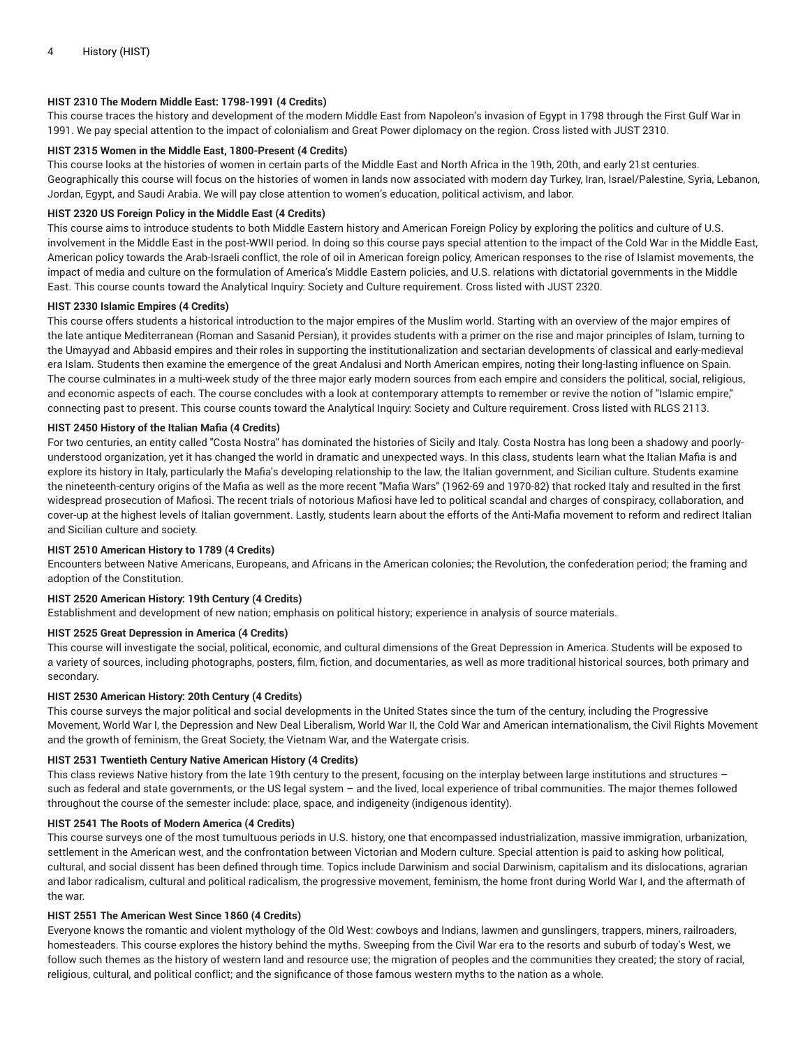**HIST 2310 The Modern Middle East: 1798-1991 (4 Credits)**

This course traces the history and development of the modern Middle East from Napoleon's invasion of Egypt in 1798 through the First Gulf War in 1991. We pay special attention to the impact of colonialism and Great Power diplomacy on the region. Cross listed with JUST 2310.

**HIST 2315 Women in the Middle East, 1800-Present (4 Credits)**

This course looks at the histories of women in certain parts of the Middle East and North Africa in the 19th, 20th, and early 21st centuries. Geographically this course will focus on the histories of women in lands now associated with modern day Turkey, Iran, Israel/Palestine, Syria, Lebanon, Jordan, Egypt, and Saudi Arabia. We will pay close attention to women's education, political activism, and labor.

**HIST 2320 US Foreign Policy in the Middle East (4 Credits)**

This course aims to introduce students to both Middle Eastern history and American Foreign Policy by exploring the politics and culture of U.S. involvement in the Middle East in the post-WWII period. In doing so this course pays special attention to the impact of the Cold War in the Middle East, American policy towards the Arab-Israeli conflict, the role of oil in American foreign policy, American responses to the rise of Islamist movements, the impact of media and culture on the formulation of America's Middle Eastern policies, and U.S. relations with dictatorial governments in the Middle East. This course counts toward the Analytical Inquiry: Society and Culture requirement. Cross listed with JUST 2320.

**HIST 2330 Islamic Empires (4 Credits)**

This course offers students a historical introduction to the major empires of the Muslim world. Starting with an overview of the major empires of the late antique Mediterranean (Roman and Sasanid Persian), it provides students with a primer on the rise and major principles of Islam, turning to the Umayyad and Abbasid empires and their roles in supporting the institutionalization and sectarian developments of classical and early-medieval era Islam. Students then examine the emergence of the great Andalusi and North American empires, noting their long-lasting influence on Spain. The course culminates in a multi-week study of the three major early modern sources from each empire and considers the political, social, religious, and economic aspects of each. The course concludes with a look at contemporary attempts to remember or revive the notion of "Islamic empire," connecting past to present. This course counts toward the Analytical Inquiry: Society and Culture requirement. Cross listed with RLGS 2113.

**HIST 2450 History of the Italian Mafia (4 Credits)**

For two centuries, an entity called "Costa Nostra" has dominated the histories of Sicily and Italy. Costa Nostra has long been a shadowy and poorly-understood organization, yet it has changed the world in dramatic and unexpected ways. In this class, students learn what the Italian Mafia is and explore its history in Italy, particularly the Mafia's developing relationship to the law, the Italian government, and Sicilian culture. Students examine the nineteenth-century origins of the Mafia as well as the more recent "Mafia Wars" (1962-69 and 1970-82) that rocked Italy and resulted in the first widespread prosecution of Mafiosi. The recent trials of notorious Mafiosi have led to political scandal and charges of conspiracy, collaboration, and cover-up at the highest levels of Italian government. Lastly, students learn about the efforts of the Anti-Mafia movement to reform and redirect Italian and Sicilian culture and society.

**HIST 2510 American History to 1789 (4 Credits)**

Encounters between Native Americans, Europeans, and Africans in the American colonies; the Revolution, the confederation period; the framing and adoption of the Constitution.

**HIST 2520 American History: 19th Century (4 Credits)**

Establishment and development of new nation; emphasis on political history; experience in analysis of source materials.

**HIST 2525 Great Depression in America (4 Credits)**

This course will investigate the social, political, economic, and cultural dimensions of the Great Depression in America. Students will be exposed to a variety of sources, including photographs, posters, film, fiction, and documentaries, as well as more traditional historical sources, both primary and secondary.

**HIST 2530 American History: 20th Century (4 Credits)**

This course surveys the major political and social developments in the United States since the turn of the century, including the Progressive Movement, World War I, the Depression and New Deal Liberalism, World War II, the Cold War and American internationalism, the Civil Rights Movement and the growth of feminism, the Great Society, the Vietnam War, and the Watergate crisis.

**HIST 2531 Twentieth Century Native American History (4 Credits)**

This class reviews Native history from the late 19th century to the present, focusing on the interplay between large institutions and structures – such as federal and state governments, or the US legal system – and the lived, local experience of tribal communities. The major themes followed throughout the course of the semester include: place, space, and indigeneity (indigenous identity).

**HIST 2541 The Roots of Modern America (4 Credits)**

This course surveys one of the most tumultuous periods in U.S. history, one that encompassed industrialization, massive immigration, urbanization, settlement in the American west, and the confrontation between Victorian and Modern culture. Special attention is paid to asking how political, cultural, and social dissent has been defined through time. Topics include Darwinism and social Darwinism, capitalism and its dislocations, agrarian and labor radicalism, cultural and political radicalism, the progressive movement, feminism, the home front during World War I, and the aftermath of the war.

**HIST 2551 The American West Since 1860 (4 Credits)**

Everyone knows the romantic and violent mythology of the Old West: cowboys and Indians, lawmen and gunslingers, trappers, miners, railroaders, homesteaders. This course explores the history behind the myths. Sweeping from the Civil War era to the resorts and suburb of today's West, we follow such themes as the history of western land and resource use; the migration of peoples and the communities they created; the story of racial, religious, cultural, and political conflict; and the significance of those famous western myths to the nation as a whole.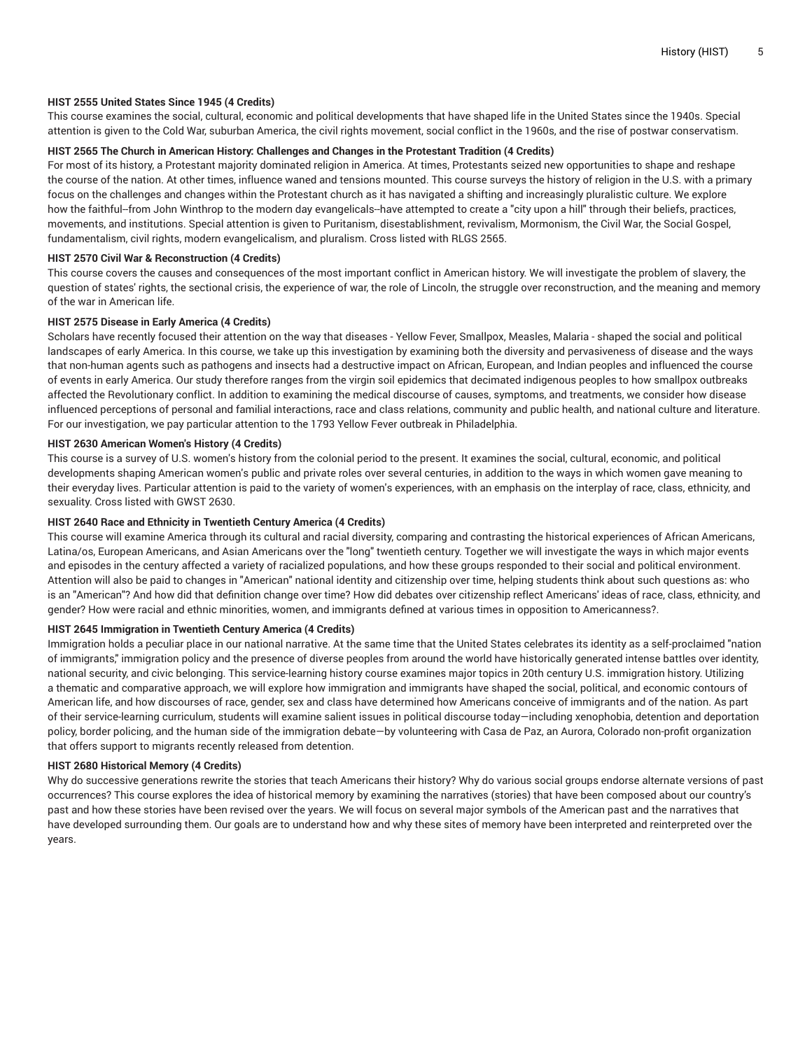#### HIST 2555 United States Since 1945 (4 Credits)

This course examines the social, cultural, economic and political developments that have shaped life in the United States since the 1940s. Special attention is given to the Cold War, suburban America, the civil rights movement, social conflict in the 1960s, and the rise of postwar conservatism.

#### HIST 2565 The Church in American History: Challenges and Changes in the Protestant Tradition (4 Credits)

For most of its history, a Protestant majority dominated religion in America. At times, Protestants seized new opportunities to shape and reshape the course of the nation. At other times, influence waned and tensions mounted. This course surveys the history of religion in the U.S. with a primary focus on the challenges and changes within the Protestant church as it has navigated a shifting and increasingly pluralistic culture. We explore how the faithful--from John Winthrop to the modern day evangelicals--have attempted to create a "city upon a hill" through their beliefs, practices, movements, and institutions. Special attention is given to Puritanism, disestablishment, revivalism, Mormonism, the Civil War, the Social Gospel, fundamentalism, civil rights, modern evangelicalism, and pluralism. Cross listed with RLGS 2565.

#### HIST 2570 Civil War & Reconstruction (4 Credits)

This course covers the causes and consequences of the most important conflict in American history. We will investigate the problem of slavery, the question of states' rights, the sectional crisis, the experience of war, the role of Lincoln, the struggle over reconstruction, and the meaning and memory of the war in American life.

#### HIST 2575 Disease in Early America (4 Credits)

Scholars have recently focused their attention on the way that diseases - Yellow Fever, Smallpox, Measles, Malaria - shaped the social and political landscapes of early America. In this course, we take up this investigation by examining both the diversity and pervasiveness of disease and the ways that non-human agents such as pathogens and insects had a destructive impact on African, European, and Indian peoples and influenced the course of events in early America. Our study therefore ranges from the virgin soil epidemics that decimated indigenous peoples to how smallpox outbreaks affected the Revolutionary conflict. In addition to examining the medical discourse of causes, symptoms, and treatments, we consider how disease influenced perceptions of personal and familial interactions, race and class relations, community and public health, and national culture and literature. For our investigation, we pay particular attention to the 1793 Yellow Fever outbreak in Philadelphia.

#### HIST 2630 American Women's History (4 Credits)

This course is a survey of U.S. women's history from the colonial period to the present. It examines the social, cultural, economic, and political developments shaping American women's public and private roles over several centuries, in addition to the ways in which women gave meaning to their everyday lives. Particular attention is paid to the variety of women's experiences, with an emphasis on the interplay of race, class, ethnicity, and sexuality. Cross listed with GWST 2630.

#### HIST 2640 Race and Ethnicity in Twentieth Century America (4 Credits)

This course will examine America through its cultural and racial diversity, comparing and contrasting the historical experiences of African Americans, Latina/os, European Americans, and Asian Americans over the "long" twentieth century. Together we will investigate the ways in which major events and episodes in the century affected a variety of racialized populations, and how these groups responded to their social and political environment. Attention will also be paid to changes in "American" national identity and citizenship over time, helping students think about such questions as: who is an "American"? And how did that definition change over time? How did debates over citizenship reflect Americans' ideas of race, class, ethnicity, and gender? How were racial and ethnic minorities, women, and immigrants defined at various times in opposition to Americanness?.

#### HIST 2645 Immigration in Twentieth Century America (4 Credits)

Immigration holds a peculiar place in our national narrative. At the same time that the United States celebrates its identity as a self-proclaimed "nation of immigrants," immigration policy and the presence of diverse peoples from around the world have historically generated intense battles over identity, national security, and civic belonging. This service-learning history course examines major topics in 20th century U.S. immigration history. Utilizing a thematic and comparative approach, we will explore how immigration and immigrants have shaped the social, political, and economic contours of American life, and how discourses of race, gender, sex and class have determined how Americans conceive of immigrants and of the nation. As part of their service-learning curriculum, students will examine salient issues in political discourse today—including xenophobia, detention and deportation policy, border policing, and the human side of the immigration debate—by volunteering with Casa de Paz, an Aurora, Colorado non-profit organization that offers support to migrants recently released from detention.

#### HIST 2680 Historical Memory (4 Credits)

Why do successive generations rewrite the stories that teach Americans their history? Why do various social groups endorse alternate versions of past occurrences? This course explores the idea of historical memory by examining the narratives (stories) that have been composed about our country's past and how these stories have been revised over the years. We will focus on several major symbols of the American past and the narratives that have developed surrounding them. Our goals are to understand how and why these sites of memory have been interpreted and reinterpreted over the years.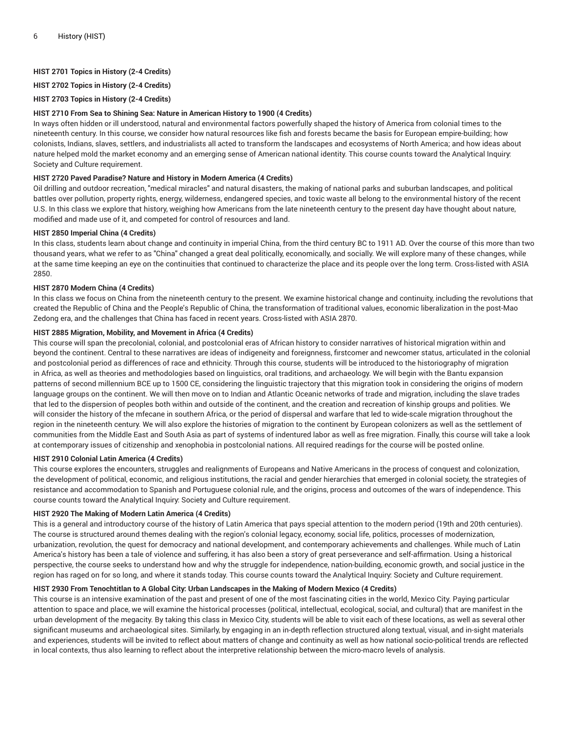**HIST 2701 Topics in History (2-4 Credits)**

**HIST 2702 Topics in History (2-4 Credits)**

**HIST 2703 Topics in History (2-4 Credits)**

**HIST 2710 From Sea to Shining Sea: Nature in American History to 1900 (4 Credits)**

In ways often hidden or ill understood, natural and environmental factors powerfully shaped the history of America from colonial times to the nineteenth century. In this course, we consider how natural resources like fish and forests became the basis for European empire-building; how colonists, Indians, slaves, settlers, and industrialists all acted to transform the landscapes and ecosystems of North America; and how ideas about nature helped mold the market economy and an emerging sense of American national identity. This course counts toward the Analytical Inquiry: Society and Culture requirement.

**HIST 2720 Paved Paradise? Nature and History in Modern America (4 Credits)**

Oil drilling and outdoor recreation, "medical miracles" and natural disasters, the making of national parks and suburban landscapes, and political battles over pollution, property rights, energy, wilderness, endangered species, and toxic waste all belong to the environmental history of the recent U.S. In this class we explore that history, weighing how Americans from the late nineteenth century to the present day have thought about nature, modified and made use of it, and competed for control of resources and land.

**HIST 2850 Imperial China (4 Credits)**

In this class, students learn about change and continuity in imperial China, from the third century BC to 1911 AD. Over the course of this more than two thousand years, what we refer to as "China" changed a great deal politically, economically, and socially. We will explore many of these changes, while at the same time keeping an eye on the continuities that continued to characterize the place and its people over the long term. Cross-listed with ASIA 2850.

**HIST 2870 Modern China (4 Credits)**

In this class we focus on China from the nineteenth century to the present. We examine historical change and continuity, including the revolutions that created the Republic of China and the People's Republic of China, the transformation of traditional values, economic liberalization in the post-Mao Zedong era, and the challenges that China has faced in recent years. Cross-listed with ASIA 2870.

**HIST 2885 Migration, Mobility, and Movement in Africa (4 Credits)**

This course will span the precolonial, colonial, and postcolonial eras of African history to consider narratives of historical migration within and beyond the continent. Central to these narratives are ideas of indigeneity and foreignness, firstcomer and newcomer status, articulated in the colonial and postcolonial period as differences of race and ethnicity. Through this course, students will be introduced to the historiography of migration in Africa, as well as theories and methodologies based on linguistics, oral traditions, and archaeology. We will begin with the Bantu expansion patterns of second millennium BCE up to 1500 CE, considering the linguistic trajectory that this migration took in considering the origins of modern language groups on the continent. We will then move on to Indian and Atlantic Oceanic networks of trade and migration, including the slave trades that led to the dispersion of peoples both within and outside of the continent, and the creation and recreation of kinship groups and polities. We will consider the history of the mfecane in southern Africa, or the period of dispersal and warfare that led to wide-scale migration throughout the region in the nineteenth century. We will also explore the histories of migration to the continent by European colonizers as well as the settlement of communities from the Middle East and South Asia as part of systems of indentured labor as well as free migration. Finally, this course will take a look at contemporary issues of citizenship and xenophobia in postcolonial nations. All required readings for the course will be posted online.

**HIST 2910 Colonial Latin America (4 Credits)**

This course explores the encounters, struggles and realignments of Europeans and Native Americans in the process of conquest and colonization, the development of political, economic, and religious institutions, the racial and gender hierarchies that emerged in colonial society, the strategies of resistance and accommodation to Spanish and Portuguese colonial rule, and the origins, process and outcomes of the wars of independence. This course counts toward the Analytical Inquiry: Society and Culture requirement.

**HIST 2920 The Making of Modern Latin America (4 Credits)**

This is a general and introductory course of the history of Latin America that pays special attention to the modern period (19th and 20th centuries). The course is structured around themes dealing with the region's colonial legacy, economy, social life, politics, processes of modernization, urbanization, revolution, the quest for democracy and national development, and contemporary achievements and challenges. While much of Latin America's history has been a tale of violence and suffering, it has also been a story of great perseverance and self-affirmation. Using a historical perspective, the course seeks to understand how and why the struggle for independence, nation-building, economic growth, and social justice in the region has raged on for so long, and where it stands today. This course counts toward the Analytical Inquiry: Society and Culture requirement.

**HIST 2930 From Tenochtitlan to A Global City: Urban Landscapes in the Making of Modern Mexico (4 Credits)**

This course is an intensive examination of the past and present of one of the most fascinating cities in the world, Mexico City. Paying particular attention to space and place, we will examine the historical processes (political, intellectual, ecological, social, and cultural) that are manifest in the urban development of the megacity. By taking this class in Mexico City, students will be able to visit each of these locations, as well as several other significant museums and archaeological sites. Similarly, by engaging in an in-depth reflection structured along textual, visual, and in-sight materials and experiences, students will be invited to reflect about matters of change and continuity as well as how national socio-political trends are reflected in local contexts, thus also learning to reflect about the interpretive relationship between the micro-macro levels of analysis.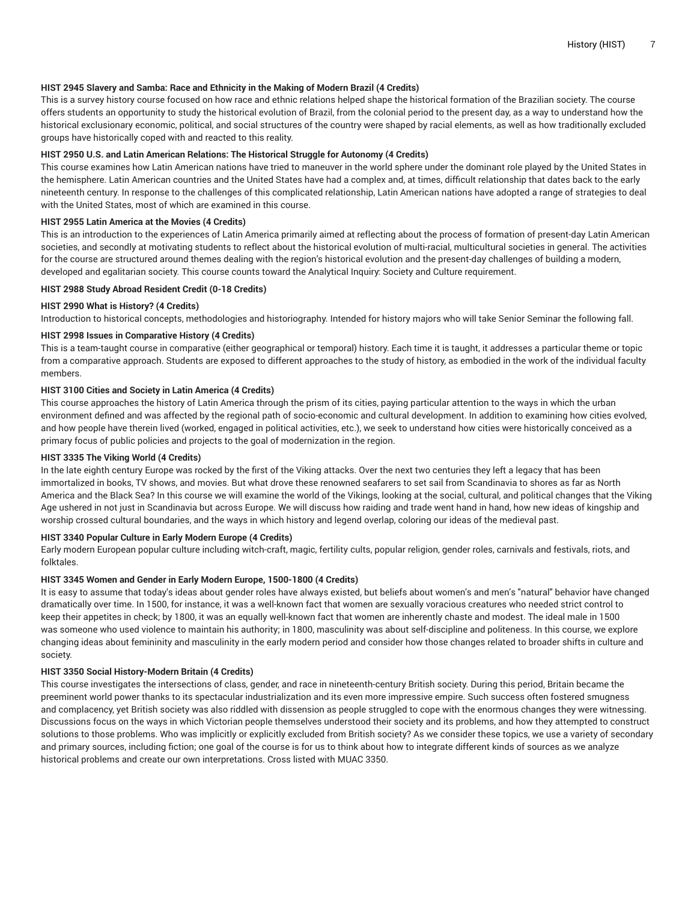**HIST 2945 Slavery and Samba: Race and Ethnicity in the Making of Modern Brazil (4 Credits)**

This is a survey history course focused on how race and ethnic relations helped shape the historical formation of the Brazilian society. The course offers students an opportunity to study the historical evolution of Brazil, from the colonial period to the present day, as a way to understand how the historical exclusionary economic, political, and social structures of the country were shaped by racial elements, as well as how traditionally excluded groups have historically coped with and reacted to this reality.

**HIST 2950 U.S. and Latin American Relations: The Historical Struggle for Autonomy (4 Credits)**

This course examines how Latin American nations have tried to maneuver in the world sphere under the dominant role played by the United States in the hemisphere. Latin American countries and the United States have had a complex and, at times, difficult relationship that dates back to the early nineteenth century. In response to the challenges of this complicated relationship, Latin American nations have adopted a range of strategies to deal with the United States, most of which are examined in this course.

**HIST 2955 Latin America at the Movies (4 Credits)**

This is an introduction to the experiences of Latin America primarily aimed at reflecting about the process of formation of present-day Latin American societies, and secondly at motivating students to reflect about the historical evolution of multi-racial, multicultural societies in general. The activities for the course are structured around themes dealing with the region's historical evolution and the present-day challenges of building a modern, developed and egalitarian society. This course counts toward the Analytical Inquiry: Society and Culture requirement.

**HIST 2988 Study Abroad Resident Credit (0-18 Credits)**

**HIST 2990 What is History? (4 Credits)**

Introduction to historical concepts, methodologies and historiography. Intended for history majors who will take Senior Seminar the following fall.

**HIST 2998 Issues in Comparative History (4 Credits)**

This is a team-taught course in comparative (either geographical or temporal) history. Each time it is taught, it addresses a particular theme or topic from a comparative approach. Students are exposed to different approaches to the study of history, as embodied in the work of the individual faculty members.

**HIST 3100 Cities and Society in Latin America (4 Credits)**

This course approaches the history of Latin America through the prism of its cities, paying particular attention to the ways in which the urban environment defined and was affected by the regional path of socio-economic and cultural development. In addition to examining how cities evolved, and how people have therein lived (worked, engaged in political activities, etc.), we seek to understand how cities were historically conceived as a primary focus of public policies and projects to the goal of modernization in the region.

**HIST 3335 The Viking World (4 Credits)**

In the late eighth century Europe was rocked by the first of the Viking attacks. Over the next two centuries they left a legacy that has been immortalized in books, TV shows, and movies. But what drove these renowned seafarers to set sail from Scandinavia to shores as far as North America and the Black Sea? In this course we will examine the world of the Vikings, looking at the social, cultural, and political changes that the Viking Age ushered in not just in Scandinavia but across Europe. We will discuss how raiding and trade went hand in hand, how new ideas of kingship and worship crossed cultural boundaries, and the ways in which history and legend overlap, coloring our ideas of the medieval past.

**HIST 3340 Popular Culture in Early Modern Europe (4 Credits)**

Early modern European popular culture including witch-craft, magic, fertility cults, popular religion, gender roles, carnivals and festivals, riots, and folktales.

**HIST 3345 Women and Gender in Early Modern Europe, 1500-1800 (4 Credits)**

It is easy to assume that today's ideas about gender roles have always existed, but beliefs about women's and men's "natural" behavior have changed dramatically over time. In 1500, for instance, it was a well-known fact that women are sexually voracious creatures who needed strict control to keep their appetites in check; by 1800, it was an equally well-known fact that women are inherently chaste and modest. The ideal male in 1500 was someone who used violence to maintain his authority; in 1800, masculinity was about self-discipline and politeness. In this course, we explore changing ideas about femininity and masculinity in the early modern period and consider how those changes related to broader shifts in culture and society.

**HIST 3350 Social History-Modern Britain (4 Credits)**

This course investigates the intersections of class, gender, and race in nineteenth-century British society. During this period, Britain became the preeminent world power thanks to its spectacular industrialization and its even more impressive empire. Such success often fostered smugness and complacency, yet British society was also riddled with dissension as people struggled to cope with the enormous changes they were witnessing. Discussions focus on the ways in which Victorian people themselves understood their society and its problems, and how they attempted to construct solutions to those problems. Who was implicitly or explicitly excluded from British society? As we consider these topics, we use a variety of secondary and primary sources, including fiction; one goal of the course is for us to think about how to integrate different kinds of sources as we analyze historical problems and create our own interpretations. Cross listed with MUAC 3350.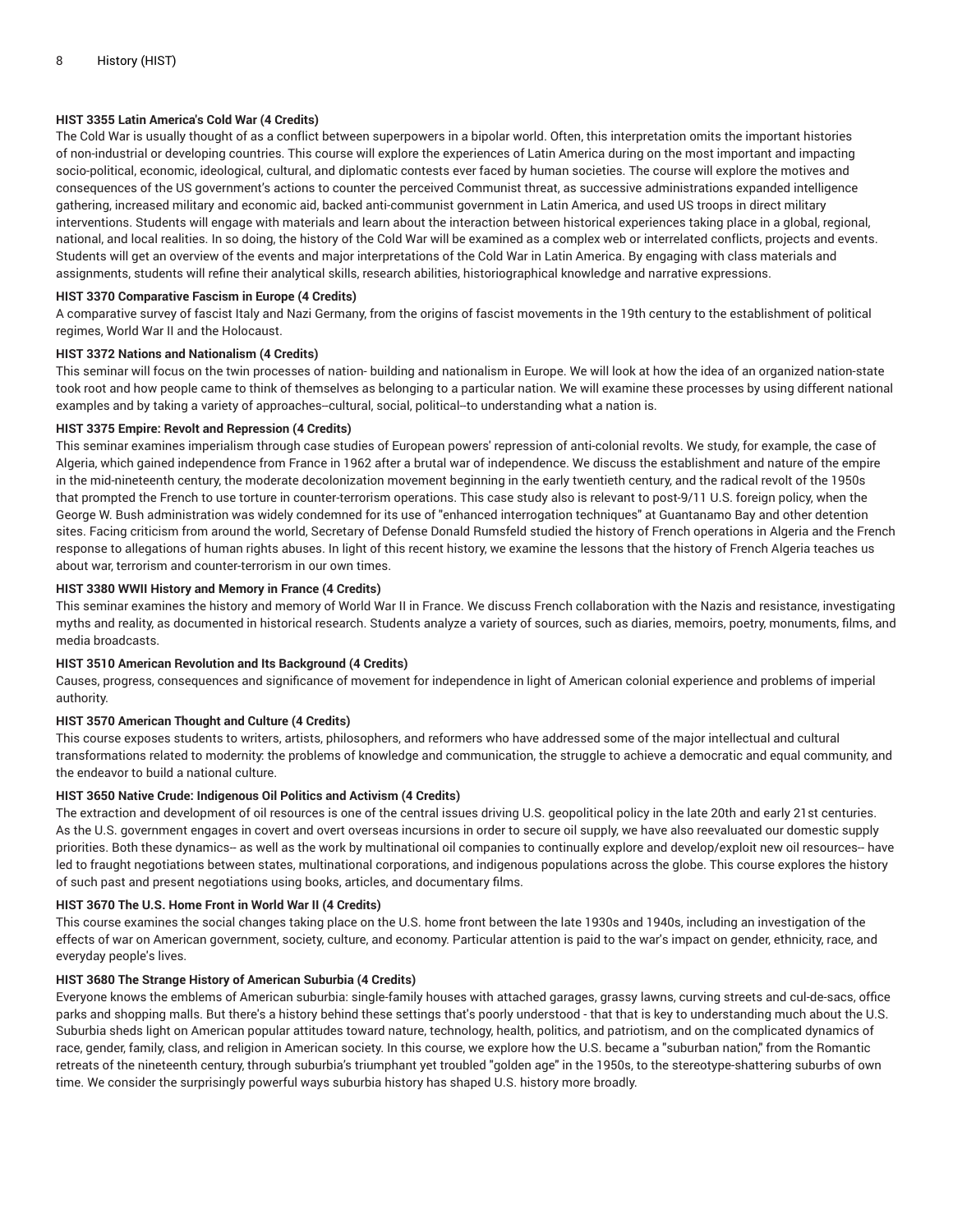**HIST 3355 Latin America's Cold War (4 Credits)**

The Cold War is usually thought of as a conflict between superpowers in a bipolar world. Often, this interpretation omits the important histories of non-industrial or developing countries. This course will explore the experiences of Latin America during on the most important and impacting socio-political, economic, ideological, cultural, and diplomatic contests ever faced by human societies. The course will explore the motives and consequences of the US government's actions to counter the perceived Communist threat, as successive administrations expanded intelligence gathering, increased military and economic aid, backed anti-communist government in Latin America, and used US troops in direct military interventions. Students will engage with materials and learn about the interaction between historical experiences taking place in a global, regional, national, and local realities. In so doing, the history of the Cold War will be examined as a complex web or interrelated conflicts, projects and events. Students will get an overview of the events and major interpretations of the Cold War in Latin America. By engaging with class materials and assignments, students will refine their analytical skills, research abilities, historiographical knowledge and narrative expressions.

**HIST 3370 Comparative Fascism in Europe (4 Credits)**

A comparative survey of fascist Italy and Nazi Germany, from the origins of fascist movements in the 19th century to the establishment of political regimes, World War II and the Holocaust.

**HIST 3372 Nations and Nationalism (4 Credits)**

This seminar will focus on the twin processes of nation- building and nationalism in Europe. We will look at how the idea of an organized nation-state took root and how people came to think of themselves as belonging to a particular nation. We will examine these processes by using different national examples and by taking a variety of approaches--cultural, social, political--to understanding what a nation is.

**HIST 3375 Empire: Revolt and Repression (4 Credits)**

This seminar examines imperialism through case studies of European powers' repression of anti-colonial revolts. We study, for example, the case of Algeria, which gained independence from France in 1962 after a brutal war of independence. We discuss the establishment and nature of the empire in the mid-nineteenth century, the moderate decolonization movement beginning in the early twentieth century, and the radical revolt of the 1950s that prompted the French to use torture in counter-terrorism operations. This case study also is relevant to post-9/11 U.S. foreign policy, when the George W. Bush administration was widely condemned for its use of "enhanced interrogation techniques" at Guantanamo Bay and other detention sites. Facing criticism from around the world, Secretary of Defense Donald Rumsfeld studied the history of French operations in Algeria and the French response to allegations of human rights abuses. In light of this recent history, we examine the lessons that the history of French Algeria teaches us about war, terrorism and counter-terrorism in our own times.

**HIST 3380 WWII History and Memory in France (4 Credits)**

This seminar examines the history and memory of World War II in France. We discuss French collaboration with the Nazis and resistance, investigating myths and reality, as documented in historical research. Students analyze a variety of sources, such as diaries, memoirs, poetry, monuments, films, and media broadcasts.

**HIST 3510 American Revolution and Its Background (4 Credits)**

Causes, progress, consequences and significance of movement for independence in light of American colonial experience and problems of imperial authority.

**HIST 3570 American Thought and Culture (4 Credits)**

This course exposes students to writers, artists, philosophers, and reformers who have addressed some of the major intellectual and cultural transformations related to modernity: the problems of knowledge and communication, the struggle to achieve a democratic and equal community, and the endeavor to build a national culture.

**HIST 3650 Native Crude: Indigenous Oil Politics and Activism (4 Credits)**

The extraction and development of oil resources is one of the central issues driving U.S. geopolitical policy in the late 20th and early 21st centuries. As the U.S. government engages in covert and overt overseas incursions in order to secure oil supply, we have also reevaluated our domestic supply priorities. Both these dynamics-- as well as the work by multinational oil companies to continually explore and develop/exploit new oil resources-- have led to fraught negotiations between states, multinational corporations, and indigenous populations across the globe. This course explores the history of such past and present negotiations using books, articles, and documentary films.

**HIST 3670 The U.S. Home Front in World War II (4 Credits)**

This course examines the social changes taking place on the U.S. home front between the late 1930s and 1940s, including an investigation of the effects of war on American government, society, culture, and economy. Particular attention is paid to the war's impact on gender, ethnicity, race, and everyday people's lives.

**HIST 3680 The Strange History of American Suburbia (4 Credits)**

Everyone knows the emblems of American suburbia: single-family houses with attached garages, grassy lawns, curving streets and cul-de-sacs, office parks and shopping malls. But there's a history behind these settings that's poorly understood - that that is key to understanding much about the U.S. Suburbia sheds light on American popular attitudes toward nature, technology, health, politics, and patriotism, and on the complicated dynamics of race, gender, family, class, and religion in American society. In this course, we explore how the U.S. became a "suburban nation," from the Romantic retreats of the nineteenth century, through suburbia's triumphant yet troubled "golden age" in the 1950s, to the stereotype-shattering suburbs of own time. We consider the surprisingly powerful ways suburbia history has shaped U.S. history more broadly.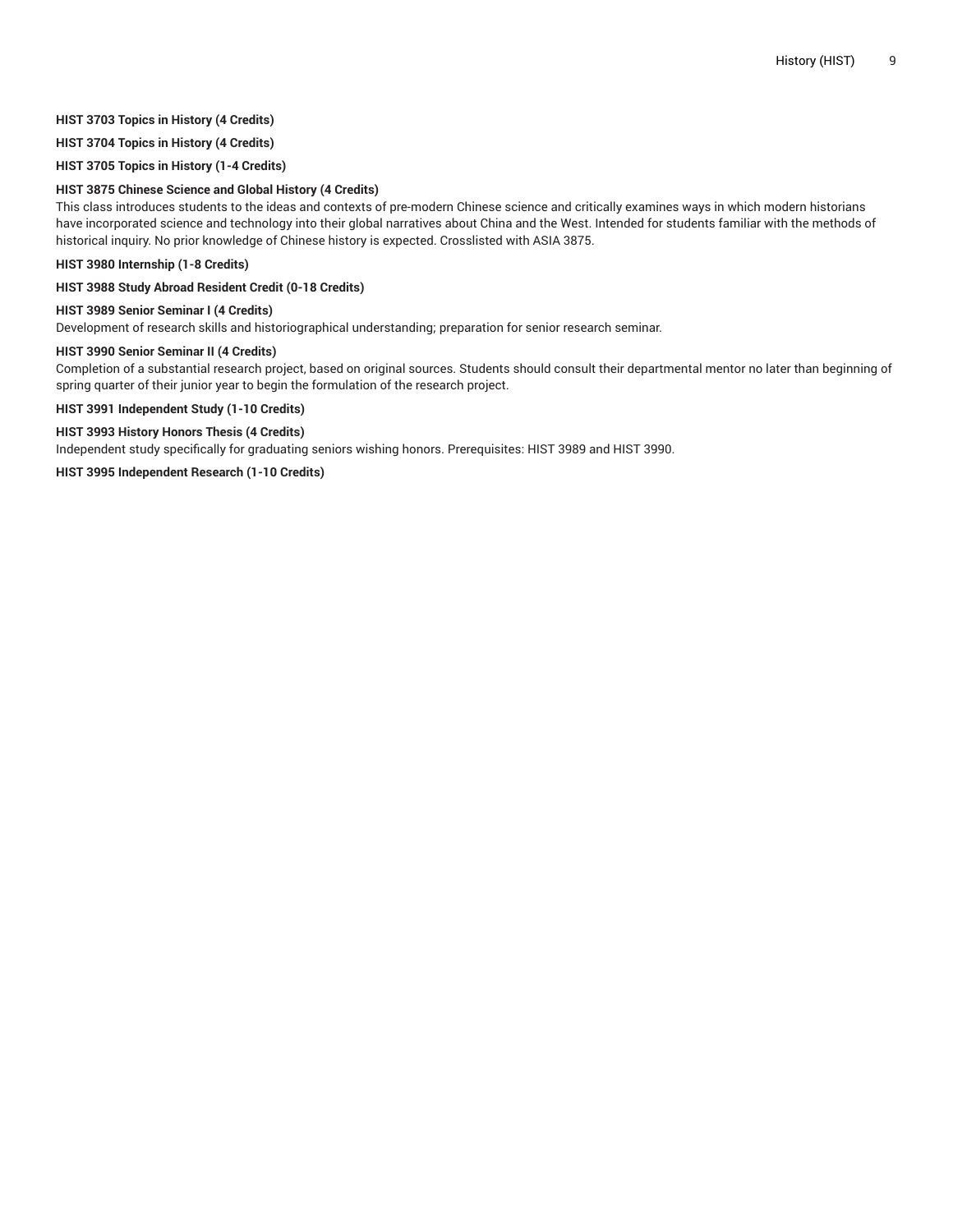**HIST 3703 Topics in History (4 Credits)**

**HIST 3704 Topics in History (4 Credits)**

**HIST 3705 Topics in History (1-4 Credits)**

**HIST 3875 Chinese Science and Global History (4 Credits)**
This class introduces students to the ideas and contexts of pre-modern Chinese science and critically examines ways in which modern historians have incorporated science and technology into their global narratives about China and the West. Intended for students familiar with the methods of historical inquiry. No prior knowledge of Chinese history is expected. Crosslisted with ASIA 3875.

**HIST 3980 Internship (1-8 Credits)**

**HIST 3988 Study Abroad Resident Credit (0-18 Credits)**

**HIST 3989 Senior Seminar I (4 Credits)**
Development of research skills and historiographical understanding; preparation for senior research seminar.

**HIST 3990 Senior Seminar II (4 Credits)**
Completion of a substantial research project, based on original sources. Students should consult their departmental mentor no later than beginning of spring quarter of their junior year to begin the formulation of the research project.

**HIST 3991 Independent Study (1-10 Credits)**

**HIST 3993 History Honors Thesis (4 Credits)**
Independent study specifically for graduating seniors wishing honors. Prerequisites: HIST 3989 and HIST 3990.

**HIST 3995 Independent Research (1-10 Credits)**